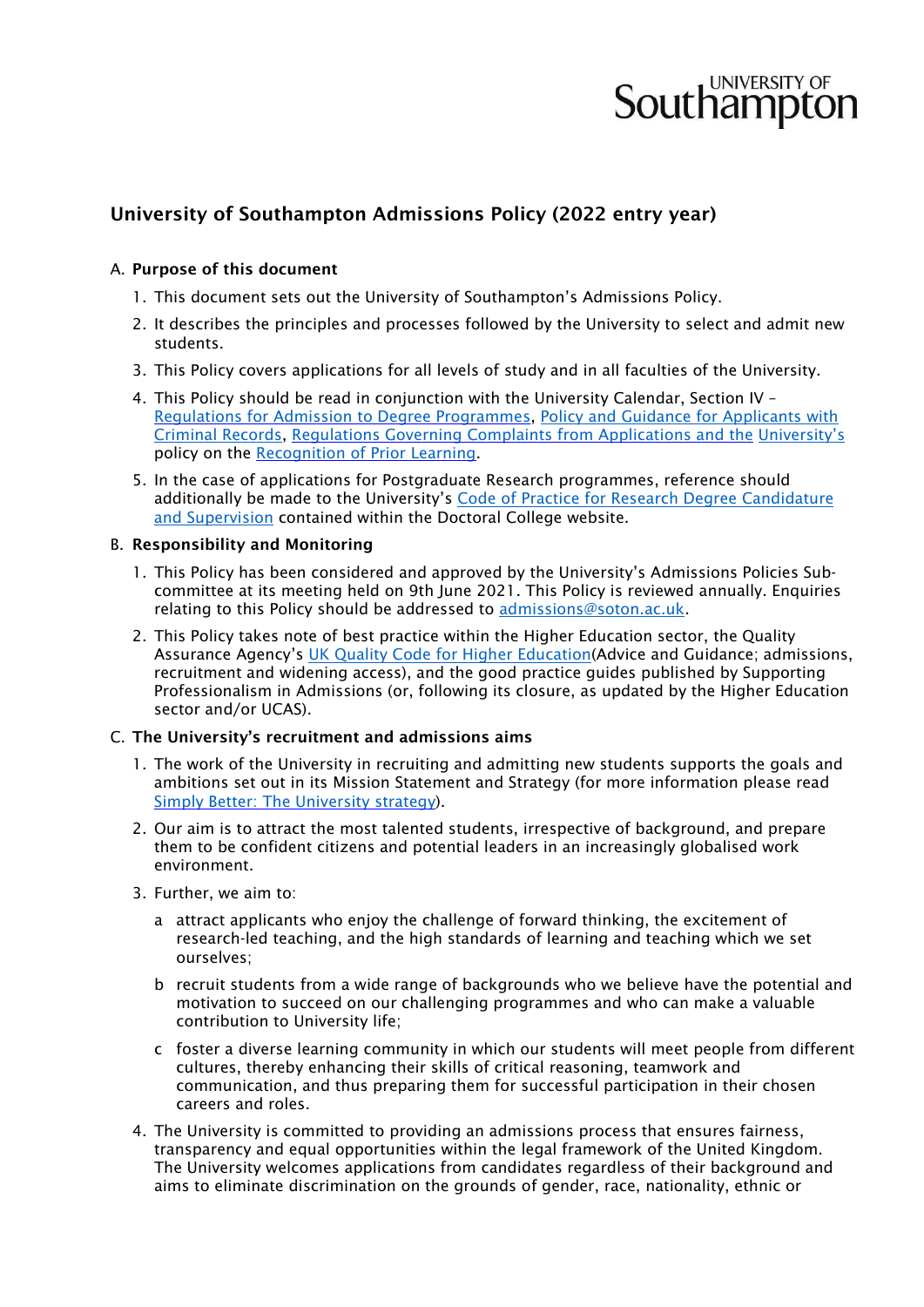# University of Southampton Admissions Policy (2022 entry year)

## A. Purpose of this document

1. This document sets out the University of Southampton's Admissions Policy.
2. It describes the principles and processes followed by the University to select and admit new students.
3. This Policy covers applications for all levels of study and in all faculties of the University.
4. This Policy should be read in conjunction with the University Calendar, Section IV – Regulations for Admission to Degree Programmes, Policy and Guidance for Applicants with Criminal Records, Regulations Governing Complaints from Applications and the University's policy on the Recognition of Prior Learning.
5. In the case of applications for Postgraduate Research programmes, reference should additionally be made to the University's Code of Practice for Research Degree Candidature and Supervision contained within the Doctoral College website.

## B. Responsibility and Monitoring

1. This Policy has been considered and approved by the University's Admissions Policies Sub-committee at its meeting held on 9th June 2021. This Policy is reviewed annually. Enquiries relating to this Policy should be addressed to admissions@soton.ac.uk.
2. This Policy takes note of best practice within the Higher Education sector, the Quality Assurance Agency's UK Quality Code for Higher Education(Advice and Guidance; admissions, recruitment and widening access), and the good practice guides published by Supporting Professionalism in Admissions (or, following its closure, as updated by the Higher Education sector and/or UCAS).

## C. The University's recruitment and admissions aims

1. The work of the University in recruiting and admitting new students supports the goals and ambitions set out in its Mission Statement and Strategy (for more information please read Simply Better: The University strategy).
2. Our aim is to attract the most talented students, irrespective of background, and prepare them to be confident citizens and potential leaders in an increasingly globalised work environment.
3. Further, we aim to:
   a. attract applicants who enjoy the challenge of forward thinking, the excitement of research-led teaching, and the high standards of learning and teaching which we set ourselves;
   b. recruit students from a wide range of backgrounds who we believe have the potential and motivation to succeed on our challenging programmes and who can make a valuable contribution to University life;
   c. foster a diverse learning community in which our students will meet people from different cultures, thereby enhancing their skills of critical reasoning, teamwork and communication, and thus preparing them for successful participation in their chosen careers and roles.
4. The University is committed to providing an admissions process that ensures fairness, transparency and equal opportunities within the legal framework of the United Kingdom. The University welcomes applications from candidates regardless of their background and aims to eliminate discrimination on the grounds of gender, race, nationality, ethnic or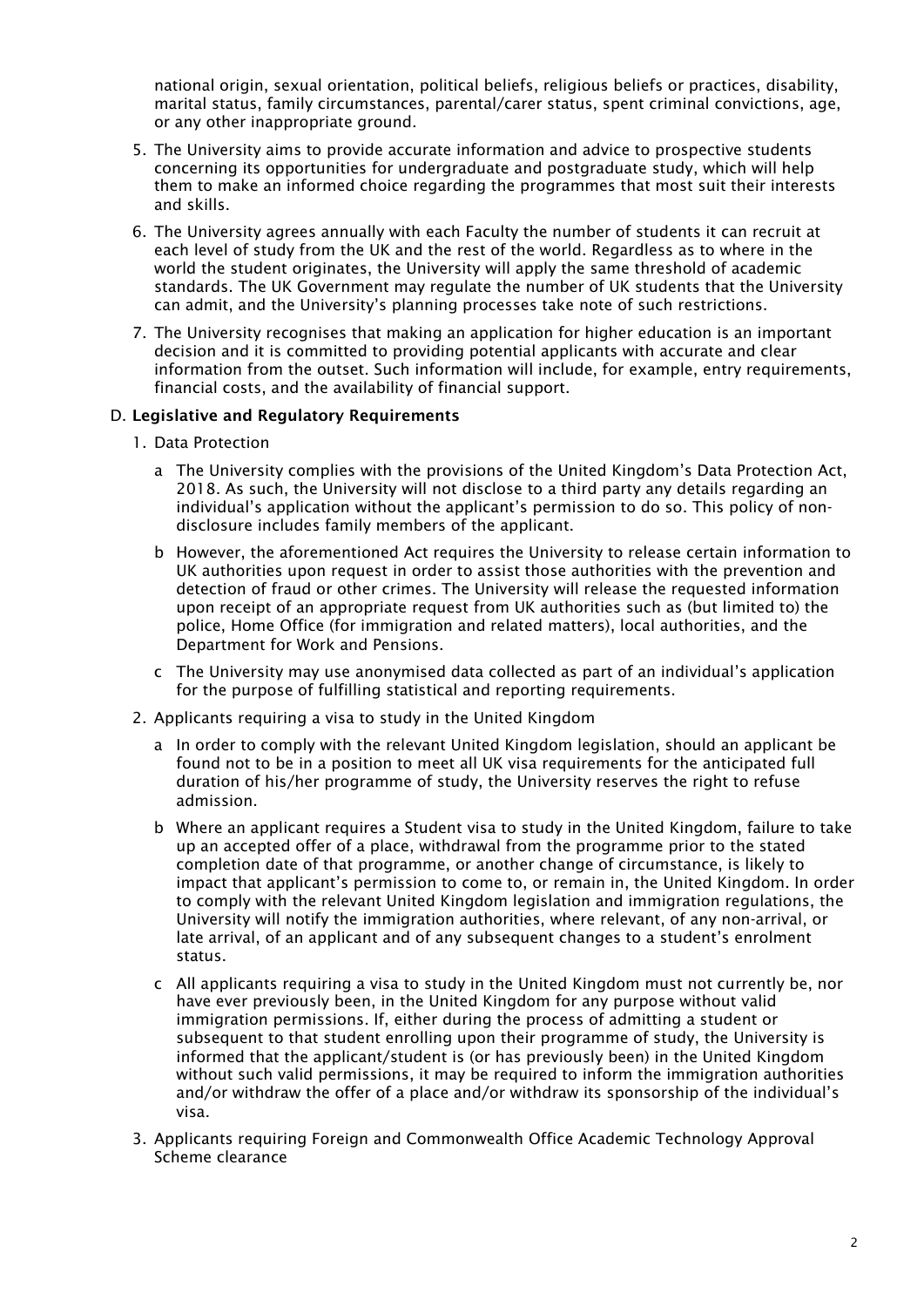national origin, sexual orientation, political beliefs, religious beliefs or practices, disability, marital status, family circumstances, parental/carer status, spent criminal convictions, age, or any other inappropriate ground.

5. The University aims to provide accurate information and advice to prospective students concerning its opportunities for undergraduate and postgraduate study, which will help them to make an informed choice regarding the programmes that most suit their interests and skills.

6. The University agrees annually with each Faculty the number of students it can recruit at each level of study from the UK and the rest of the world. Regardless as to where in the world the student originates, the University will apply the same threshold of academic standards. The UK Government may regulate the number of UK students that the University can admit, and the University's planning processes take note of such restrictions.

7. The University recognises that making an application for higher education is an important decision and it is committed to providing potential applicants with accurate and clear information from the outset. Such information will include, for example, entry requirements, financial costs, and the availability of financial support.

D. **Legislative and Regulatory Requirements**

1. Data Protection

   a The University complies with the provisions of the United Kingdom's Data Protection Act, 2018. As such, the University will not disclose to a third party any details regarding an individual's application without the applicant's permission to do so. This policy of non-disclosure includes family members of the applicant.

   b However, the aforementioned Act requires the University to release certain information to UK authorities upon request in order to assist those authorities with the prevention and detection of fraud or other crimes. The University will release the requested information upon receipt of an appropriate request from UK authorities such as (but limited to) the police, Home Office (for immigration and related matters), local authorities, and the Department for Work and Pensions.

   c The University may use anonymised data collected as part of an individual's application for the purpose of fulfilling statistical and reporting requirements.

2. Applicants requiring a visa to study in the United Kingdom

   a In order to comply with the relevant United Kingdom legislation, should an applicant be found not to be in a position to meet all UK visa requirements for the anticipated full duration of his/her programme of study, the University reserves the right to refuse admission.

   b Where an applicant requires a Student visa to study in the United Kingdom, failure to take up an accepted offer of a place, withdrawal from the programme prior to the stated completion date of that programme, or another change of circumstance, is likely to impact that applicant's permission to come to, or remain in, the United Kingdom. In order to comply with the relevant United Kingdom legislation and immigration regulations, the University will notify the immigration authorities, where relevant, of any non-arrival, or late arrival, of an applicant and of any subsequent changes to a student's enrolment status.

   c All applicants requiring a visa to study in the United Kingdom must not currently be, nor have ever previously been, in the United Kingdom for any purpose without valid immigration permissions. If, either during the process of admitting a student or subsequent to that student enrolling upon their programme of study, the University is informed that the applicant/student is (or has previously been) in the United Kingdom without such valid permissions, it may be required to inform the immigration authorities and/or withdraw the offer of a place and/or withdraw its sponsorship of the individual's visa.

3. Applicants requiring Foreign and Commonwealth Office Academic Technology Approval Scheme clearance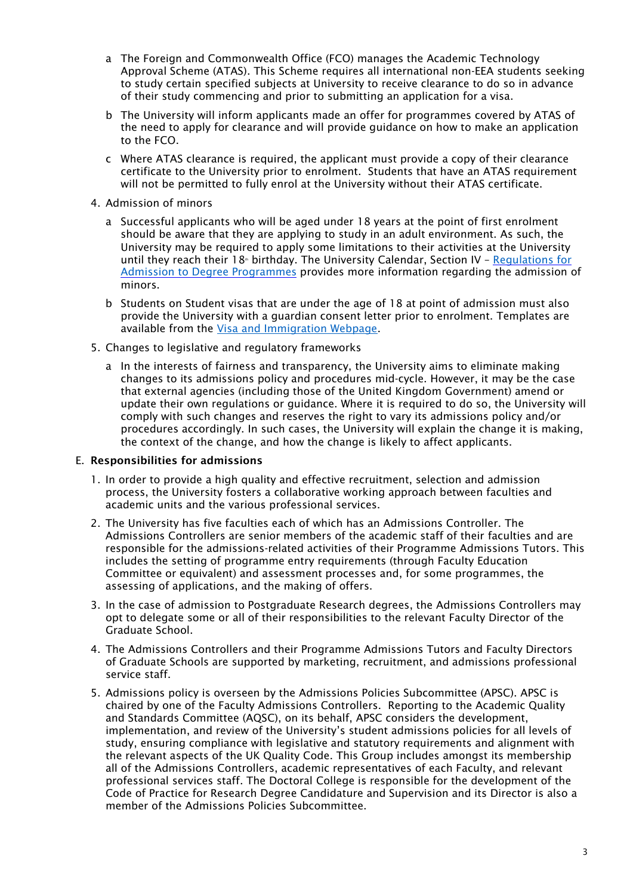a The Foreign and Commonwealth Office (FCO) manages the Academic Technology Approval Scheme (ATAS). This Scheme requires all international non-EEA students seeking to study certain specified subjects at University to receive clearance to do so in advance of their study commencing and prior to submitting an application for a visa.

   b The University will inform applicants made an offer for programmes covered by ATAS of the need to apply for clearance and will provide guidance on how to make an application to the FCO.

   c Where ATAS clearance is required, the applicant must provide a copy of their clearance certificate to the University prior to enrolment. Students that have an ATAS requirement will not be permitted to fully enrol at the University without their ATAS certificate.

4. Admission of minors

   a Successful applicants who will be aged under 18 years at the point of first enrolment should be aware that they are applying to study in an adult environment. As such, the University may be required to apply some limitations to their activities at the University until they reach their 18th birthday. The University Calendar, Section IV – Regulations for Admission to Degree Programmes provides more information regarding the admission of minors.

   b Students on Student visas that are under the age of 18 at point of admission must also provide the University with a guardian consent letter prior to enrolment. Templates are available from the Visa and Immigration Webpage.

5. Changes to legislative and regulatory frameworks

   a In the interests of fairness and transparency, the University aims to eliminate making changes to its admissions policy and procedures mid-cycle. However, it may be the case that external agencies (including those of the United Kingdom Government) amend or update their own regulations or guidance. Where it is required to do so, the University will comply with such changes and reserves the right to vary its admissions policy and/or procedures accordingly. In such cases, the University will explain the change it is making, the context of the change, and how the change is likely to affect applicants.

## E. Responsibilities for admissions

1. In order to provide a high quality and effective recruitment, selection and admission process, the University fosters a collaborative working approach between faculties and academic units and the various professional services.

2. The University has five faculties each of which has an Admissions Controller. The Admissions Controllers are senior members of the academic staff of their faculties and are responsible for the admissions-related activities of their Programme Admissions Tutors. This includes the setting of programme entry requirements (through Faculty Education Committee or equivalent) and assessment processes and, for some programmes, the assessing of applications, and the making of offers.

3. In the case of admission to Postgraduate Research degrees, the Admissions Controllers may opt to delegate some or all of their responsibilities to the relevant Faculty Director of the Graduate School.

4. The Admissions Controllers and their Programme Admissions Tutors and Faculty Directors of Graduate Schools are supported by marketing, recruitment, and admissions professional service staff.

5. Admissions policy is overseen by the Admissions Policies Subcommittee (APSC). APSC is chaired by one of the Faculty Admissions Controllers. Reporting to the Academic Quality and Standards Committee (AQSC), on its behalf, APSC considers the development, implementation, and review of the University's student admissions policies for all levels of study, ensuring compliance with legislative and statutory requirements and alignment with the relevant aspects of the UK Quality Code. This Group includes amongst its membership all of the Admissions Controllers, academic representatives of each Faculty, and relevant professional services staff. The Doctoral College is responsible for the development of the Code of Practice for Research Degree Candidature and Supervision and its Director is also a member of the Admissions Policies Subcommittee.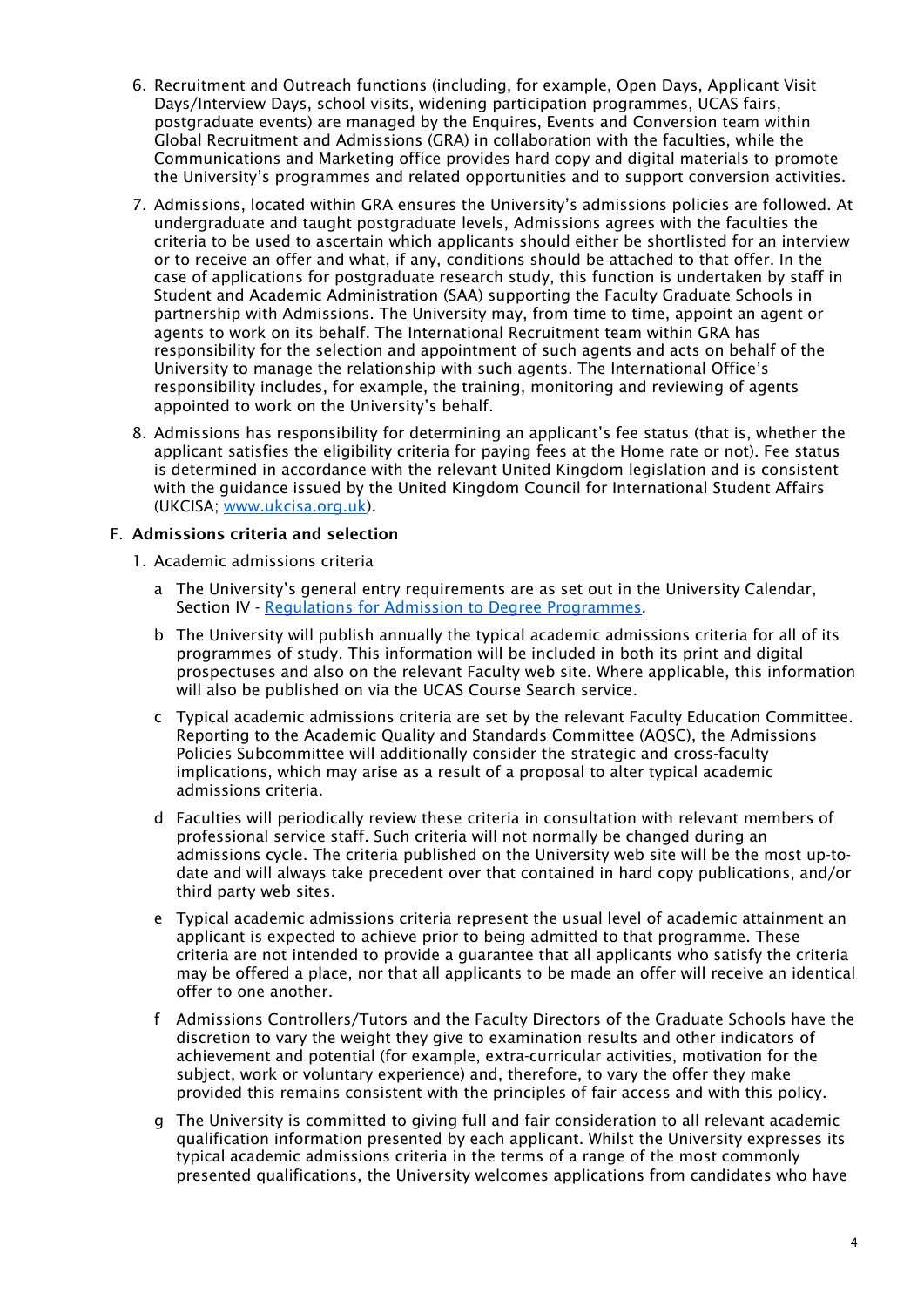6. Recruitment and Outreach functions (including, for example, Open Days, Applicant Visit Days/Interview Days, school visits, widening participation programmes, UCAS fairs, postgraduate events) are managed by the Enquires, Events and Conversion team within Global Recruitment and Admissions (GRA) in collaboration with the faculties, while the Communications and Marketing office provides hard copy and digital materials to promote the University's programmes and related opportunities and to support conversion activities.

7. Admissions, located within GRA ensures the University's admissions policies are followed. At undergraduate and taught postgraduate levels, Admissions agrees with the faculties the criteria to be used to ascertain which applicants should either be shortlisted for an interview or to receive an offer and what, if any, conditions should be attached to that offer. In the case of applications for postgraduate research study, this function is undertaken by staff in Student and Academic Administration (SAA) supporting the Faculty Graduate Schools in partnership with Admissions. The University may, from time to time, appoint an agent or agents to work on its behalf. The International Recruitment team within GRA has responsibility for the selection and appointment of such agents and acts on behalf of the University to manage the relationship with such agents. The International Office's responsibility includes, for example, the training, monitoring and reviewing of agents appointed to work on the University's behalf.

8. Admissions has responsibility for determining an applicant's fee status (that is, whether the applicant satisfies the eligibility criteria for paying fees at the Home rate or not). Fee status is determined in accordance with the relevant United Kingdom legislation and is consistent with the guidance issued by the United Kingdom Council for International Student Affairs (UKCISA; [www.ukcisa.org.uk](http://www.ukcisa.org.uk)).

## F. Admissions criteria and selection

1. Academic admissions criteria

   a The University's general entry requirements are as set out in the University Calendar, Section IV - [Regulations for Admission to Degree Programmes](#).

   b The University will publish annually the typical academic admissions criteria for all of its programmes of study. This information will be included in both its print and digital prospectuses and also on the relevant Faculty web site. Where applicable, this information will also be published on via the UCAS Course Search service.

   c Typical academic admissions criteria are set by the relevant Faculty Education Committee. Reporting to the Academic Quality and Standards Committee (AQSC), the Admissions Policies Subcommittee will additionally consider the strategic and cross-faculty implications, which may arise as a result of a proposal to alter typical academic admissions criteria.

   d Faculties will periodically review these criteria in consultation with relevant members of professional service staff. Such criteria will not normally be changed during an admissions cycle. The criteria published on the University web site will be the most up-to-date and will always take precedent over that contained in hard copy publications, and/or third party web sites.

   e Typical academic admissions criteria represent the usual level of academic attainment an applicant is expected to achieve prior to being admitted to that programme. These criteria are not intended to provide a guarantee that all applicants who satisfy the criteria may be offered a place, nor that all applicants to be made an offer will receive an identical offer to one another.

   f Admissions Controllers/Tutors and the Faculty Directors of the Graduate Schools have the discretion to vary the weight they give to examination results and other indicators of achievement and potential (for example, extra-curricular activities, motivation for the subject, work or voluntary experience) and, therefore, to vary the offer they make provided this remains consistent with the principles of fair access and with this policy.

   g The University is committed to giving full and fair consideration to all relevant academic qualification information presented by each applicant. Whilst the University expresses its typical academic admissions criteria in the terms of a range of the most commonly presented qualifications, the University welcomes applications from candidates who have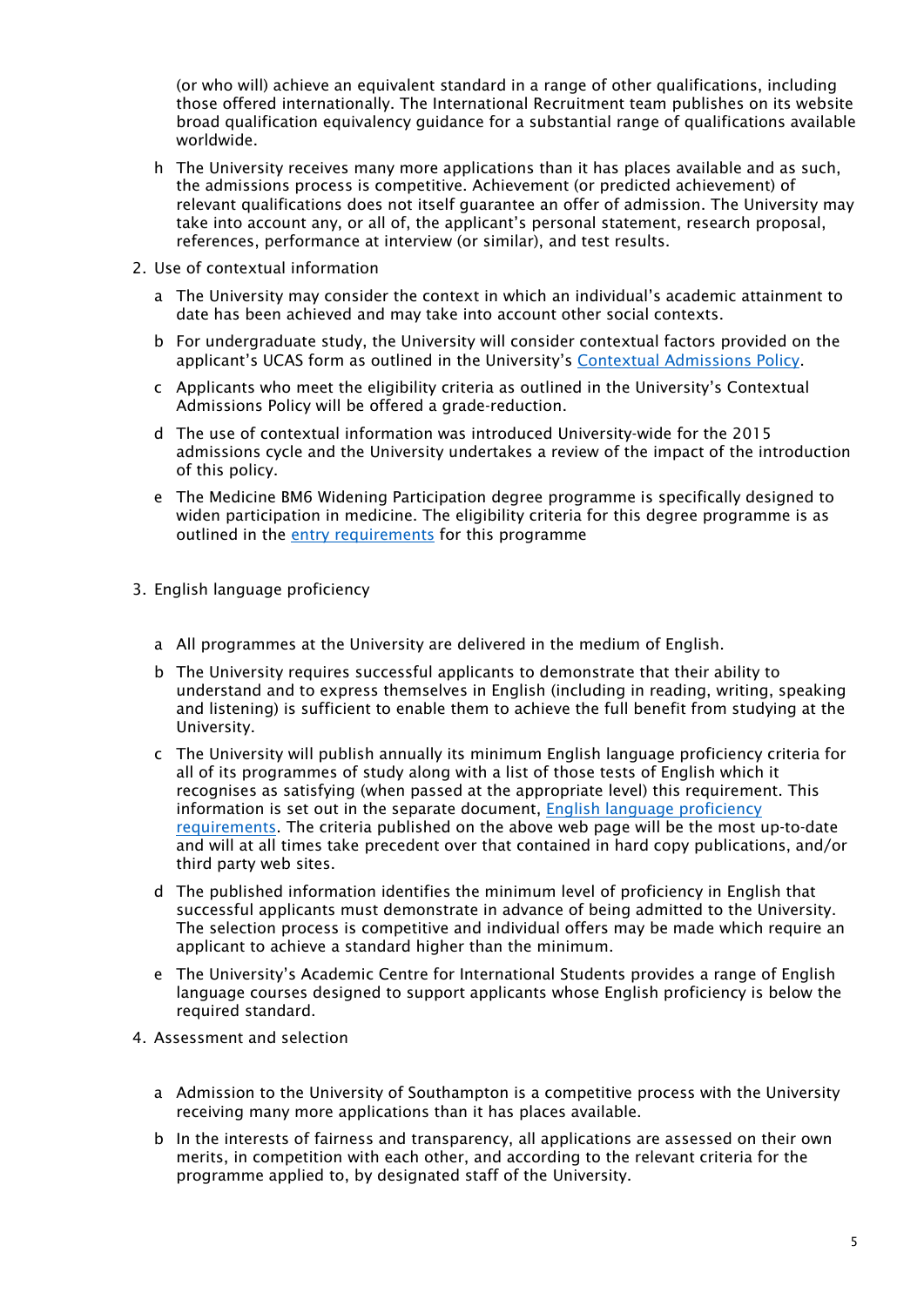(or who will) achieve an equivalent standard in a range of other qualifications, including those offered internationally. The International Recruitment team publishes on its website broad qualification equivalency guidance for a substantial range of qualifications available worldwide.

h The University receives many more applications than it has places available and as such, the admissions process is competitive. Achievement (or predicted achievement) of relevant qualifications does not itself guarantee an offer of admission. The University may take into account any, or all of, the applicant's personal statement, research proposal, references, performance at interview (or similar), and test results.

2. Use of contextual information

   a The University may consider the context in which an individual's academic attainment to date has been achieved and may take into account other social contexts.

   b For undergraduate study, the University will consider contextual factors provided on the applicant's UCAS form as outlined in the University's Contextual Admissions Policy.

   c Applicants who meet the eligibility criteria as outlined in the University's Contextual Admissions Policy will be offered a grade-reduction.

   d The use of contextual information was introduced University-wide for the 2015 admissions cycle and the University undertakes a review of the impact of the introduction of this policy.

   e The Medicine BM6 Widening Participation degree programme is specifically designed to widen participation in medicine. The eligibility criteria for this degree programme is as outlined in the entry requirements for this programme

3. English language proficiency

   a All programmes at the University are delivered in the medium of English.

   b The University requires successful applicants to demonstrate that their ability to understand and to express themselves in English (including in reading, writing, speaking and listening) is sufficient to enable them to achieve the full benefit from studying at the University.

   c The University will publish annually its minimum English language proficiency criteria for all of its programmes of study along with a list of those tests of English which it recognises as satisfying (when passed at the appropriate level) this requirement. This information is set out in the separate document, English language proficiency requirements. The criteria published on the above web page will be the most up-to-date and will at all times take precedent over that contained in hard copy publications, and/or third party web sites.

   d The published information identifies the minimum level of proficiency in English that successful applicants must demonstrate in advance of being admitted to the University. The selection process is competitive and individual offers may be made which require an applicant to achieve a standard higher than the minimum.

   e The University's Academic Centre for International Students provides a range of English language courses designed to support applicants whose English proficiency is below the required standard.

4. Assessment and selection

   a Admission to the University of Southampton is a competitive process with the University receiving many more applications than it has places available.

   b In the interests of fairness and transparency, all applications are assessed on their own merits, in competition with each other, and according to the relevant criteria for the programme applied to, by designated staff of the University.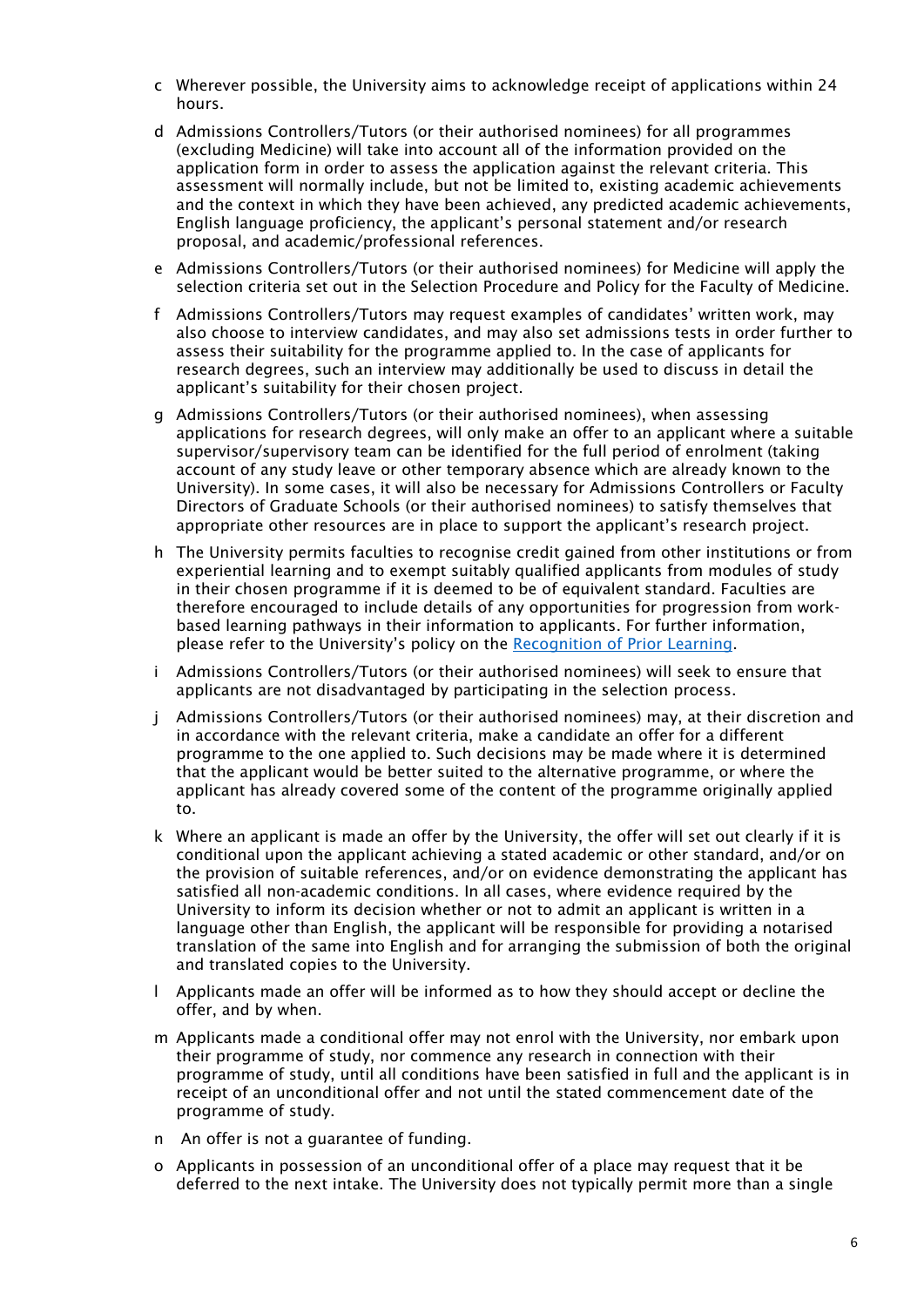c Wherever possible, the University aims to acknowledge receipt of applications within 24 hours.

d Admissions Controllers/Tutors (or their authorised nominees) for all programmes (excluding Medicine) will take into account all of the information provided on the application form in order to assess the application against the relevant criteria. This assessment will normally include, but not be limited to, existing academic achievements and the context in which they have been achieved, any predicted academic achievements, English language proficiency, the applicant's personal statement and/or research proposal, and academic/professional references.

e Admissions Controllers/Tutors (or their authorised nominees) for Medicine will apply the selection criteria set out in the Selection Procedure and Policy for the Faculty of Medicine.

f Admissions Controllers/Tutors may request examples of candidates' written work, may also choose to interview candidates, and may also set admissions tests in order further to assess their suitability for the programme applied to. In the case of applicants for research degrees, such an interview may additionally be used to discuss in detail the applicant's suitability for their chosen project.

g Admissions Controllers/Tutors (or their authorised nominees), when assessing applications for research degrees, will only make an offer to an applicant where a suitable supervisor/supervisory team can be identified for the full period of enrolment (taking account of any study leave or other temporary absence which are already known to the University). In some cases, it will also be necessary for Admissions Controllers or Faculty Directors of Graduate Schools (or their authorised nominees) to satisfy themselves that appropriate other resources are in place to support the applicant's research project.

h The University permits faculties to recognise credit gained from other institutions or from experiential learning and to exempt suitably qualified applicants from modules of study in their chosen programme if it is deemed to be of equivalent standard. Faculties are therefore encouraged to include details of any opportunities for progression from work-based learning pathways in their information to applicants. For further information, please refer to the University's policy on the [Recognition of Prior Learning](#).

i Admissions Controllers/Tutors (or their authorised nominees) will seek to ensure that applicants are not disadvantaged by participating in the selection process.

j Admissions Controllers/Tutors (or their authorised nominees) may, at their discretion and in accordance with the relevant criteria, make a candidate an offer for a different programme to the one applied to. Such decisions may be made where it is determined that the applicant would be better suited to the alternative programme, or where the applicant has already covered some of the content of the programme originally applied to.

k Where an applicant is made an offer by the University, the offer will set out clearly if it is conditional upon the applicant achieving a stated academic or other standard, and/or on the provision of suitable references, and/or on evidence demonstrating the applicant has satisfied all non-academic conditions. In all cases, where evidence required by the University to inform its decision whether or not to admit an applicant is written in a language other than English, the applicant will be responsible for providing a notarised translation of the same into English and for arranging the submission of both the original and translated copies to the University.

l Applicants made an offer will be informed as to how they should accept or decline the offer, and by when.

m Applicants made a conditional offer may not enrol with the University, nor embark upon their programme of study, nor commence any research in connection with their programme of study, until all conditions have been satisfied in full and the applicant is in receipt of an unconditional offer and not until the stated commencement date of the programme of study.

n An offer is not a guarantee of funding.

o Applicants in possession of an unconditional offer of a place may request that it be deferred to the next intake. The University does not typically permit more than a single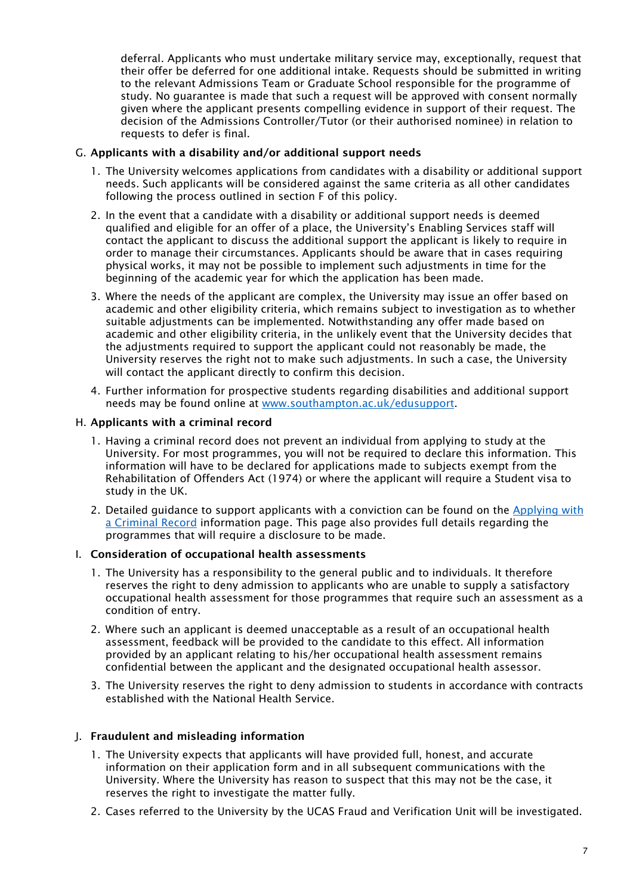deferral. Applicants who must undertake military service may, exceptionally, request that their offer be deferred for one additional intake. Requests should be submitted in writing to the relevant Admissions Team or Graduate School responsible for the programme of study. No guarantee is made that such a request will be approved with consent normally given where the applicant presents compelling evidence in support of their request. The decision of the Admissions Controller/Tutor (or their authorised nominee) in relation to requests to defer is final.

G. **Applicants with a disability and/or additional support needs**

1. The University welcomes applications from candidates with a disability or additional support needs. Such applicants will be considered against the same criteria as all other candidates following the process outlined in section F of this policy.
2. In the event that a candidate with a disability or additional support needs is deemed qualified and eligible for an offer of a place, the University's Enabling Services staff will contact the applicant to discuss the additional support the applicant is likely to require in order to manage their circumstances. Applicants should be aware that in cases requiring physical works, it may not be possible to implement such adjustments in time for the beginning of the academic year for which the application has been made.
3. Where the needs of the applicant are complex, the University may issue an offer based on academic and other eligibility criteria, which remains subject to investigation as to whether suitable adjustments can be implemented. Notwithstanding any offer made based on academic and other eligibility criteria, in the unlikely event that the University decides that the adjustments required to support the applicant could not reasonably be made, the University reserves the right not to make such adjustments. In such a case, the University will contact the applicant directly to confirm this decision.
4. Further information for prospective students regarding disabilities and additional support needs may be found online at [www.southampton.ac.uk/edusupport](www.southampton.ac.uk/edusupport).

H. **Applicants with a criminal record**

1. Having a criminal record does not prevent an individual from applying to study at the University. For most programmes, you will not be required to declare this information. This information will have to be declared for applications made to subjects exempt from the Rehabilitation of Offenders Act (1974) or where the applicant will require a Student visa to study in the UK.
2. Detailed guidance to support applicants with a conviction can be found on the Applying with a Criminal Record information page. This page also provides full details regarding the programmes that will require a disclosure to be made.

I. **Consideration of occupational health assessments**

1. The University has a responsibility to the general public and to individuals. It therefore reserves the right to deny admission to applicants who are unable to supply a satisfactory occupational health assessment for those programmes that require such an assessment as a condition of entry.
2. Where such an applicant is deemed unacceptable as a result of an occupational health assessment, feedback will be provided to the candidate to this effect. All information provided by an applicant relating to his/her occupational health assessment remains confidential between the applicant and the designated occupational health assessor.
3. The University reserves the right to deny admission to students in accordance with contracts established with the National Health Service.

J. **Fraudulent and misleading information**

1. The University expects that applicants will have provided full, honest, and accurate information on their application form and in all subsequent communications with the University. Where the University has reason to suspect that this may not be the case, it reserves the right to investigate the matter fully.
2. Cases referred to the University by the UCAS Fraud and Verification Unit will be investigated.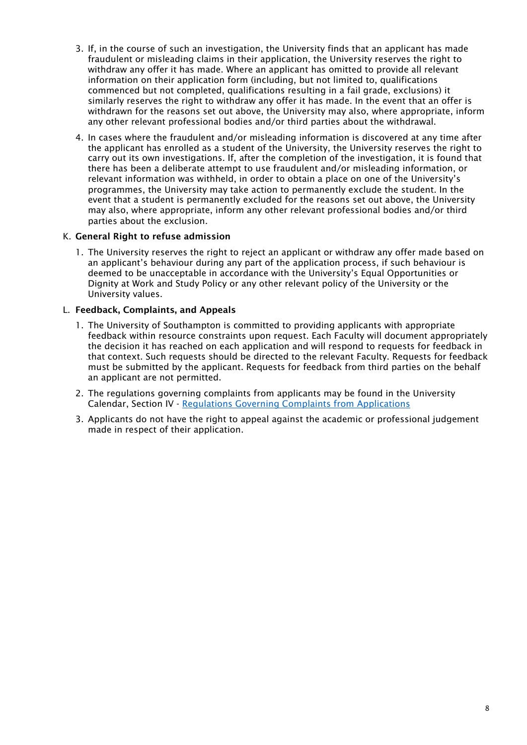3. If, in the course of such an investigation, the University finds that an applicant has made fraudulent or misleading claims in their application, the University reserves the right to withdraw any offer it has made. Where an applicant has omitted to provide all relevant information on their application form (including, but not limited to, qualifications commenced but not completed, qualifications resulting in a fail grade, exclusions) it similarly reserves the right to withdraw any offer it has made. In the event that an offer is withdrawn for the reasons set out above, the University may also, where appropriate, inform any other relevant professional bodies and/or third parties about the withdrawal.

4. In cases where the fraudulent and/or misleading information is discovered at any time after the applicant has enrolled as a student of the University, the University reserves the right to carry out its own investigations. If, after the completion of the investigation, it is found that there has been a deliberate attempt to use fraudulent and/or misleading information, or relevant information was withheld, in order to obtain a place on one of the University's programmes, the University may take action to permanently exclude the student. In the event that a student is permanently excluded for the reasons set out above, the University may also, where appropriate, inform any other relevant professional bodies and/or third parties about the exclusion.

### K. General Right to refuse admission

1. The University reserves the right to reject an applicant or withdraw any offer made based on an applicant's behaviour during any part of the application process, if such behaviour is deemed to be unacceptable in accordance with the University's Equal Opportunities or Dignity at Work and Study Policy or any other relevant policy of the University or the University values.

### L. Feedback, Complaints, and Appeals

1. The University of Southampton is committed to providing applicants with appropriate feedback within resource constraints upon request. Each Faculty will document appropriately the decision it has reached on each application and will respond to requests for feedback in that context. Such requests should be directed to the relevant Faculty. Requests for feedback must be submitted by the applicant. Requests for feedback from third parties on the behalf an applicant are not permitted.

2. The regulations governing complaints from applicants may be found in the University Calendar, Section IV - Regulations Governing Complaints from Applications

3. Applicants do not have the right to appeal against the academic or professional judgement made in respect of their application.